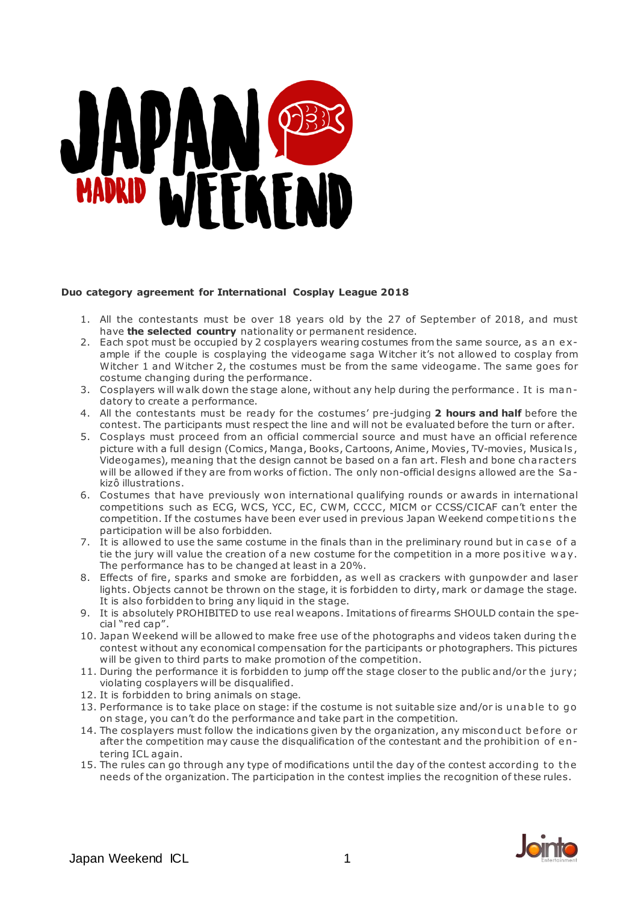**Duo category agreement for International Cosplay League 2018**

1. All the contestants must be over 18 years old by the 27 of September of 2018, and must have **the selected country** nationality or permanent residence.
2. Each spot must be occupied by 2 cosplayers wearing costumes from the same source, as an example if the couple is cosplaying the videogame saga Witcher it's not allowed to cosplay from Witcher 1 and Witcher 2, the costumes must be from the same videogame. The same goes for costume changing during the performance.
3. Cosplayers will walk down the stage alone, without any help during the performance. It is mandatory to create a performance.
4. All the contestants must be ready for the costumes' pre-judging **2 hours and half** before the contest. The participants must respect the line and will not be evaluated before the turn or after.
5. Cosplays must proceed from an official commercial source and must have an official reference picture with a full design (Comics, Manga, Books, Cartoons, Anime, Movies, TV-movies, Musicals, Videogames), meaning that the design cannot be based on a fan art. Flesh and bone characters will be allowed if they are from works of fiction. The only non-official designs allowed are the Sakizô illustrations.
6. Costumes that have previously won international qualifying rounds or awards in international competitions such as ECG, WCS, YCC, EC, CWM, CCCC, MICM or CCSS/CICAF can't enter the competition. If the costumes have been ever used in previous Japan Weekend competitions the participation will be also forbidden.
7. It is allowed to use the same costume in the finals than in the preliminary round but in case of a tie the jury will value the creation of a new costume for the competition in a more positive way. The performance has to be changed at least in a 20%.
8. Effects of fire, sparks and smoke are forbidden, as well as crackers with gunpowder and laser lights. Objects cannot be thrown on the stage, it is forbidden to dirty, mark or damage the stage. It is also forbidden to bring any liquid in the stage.
9. It is absolutely PROHIBITED to use real weapons. Imitations of firearms SHOULD contain the special "red cap".
10. Japan Weekend will be allowed to make free use of the photographs and videos taken during the contest without any economical compensation for the participants or photographers. This pictures will be given to third parts to make promotion of the competition.
11. During the performance it is forbidden to jump off the stage closer to the public and/or the jury; violating cosplayers will be disqualified.
12. It is forbidden to bring animals on stage.
13. Performance is to take place on stage: if the costume is not suitable size and/or is unable to go on stage, you can't do the performance and take part in the competition.
14. The cosplayers must follow the indications given by the organization, any misconduct before or after the competition may cause the disqualification of the contestant and the prohibition of entering ICL again.
15. The rules can go through any type of modifications until the day of the contest according to the needs of the organization. The participation in the contest implies the recognition of these rules.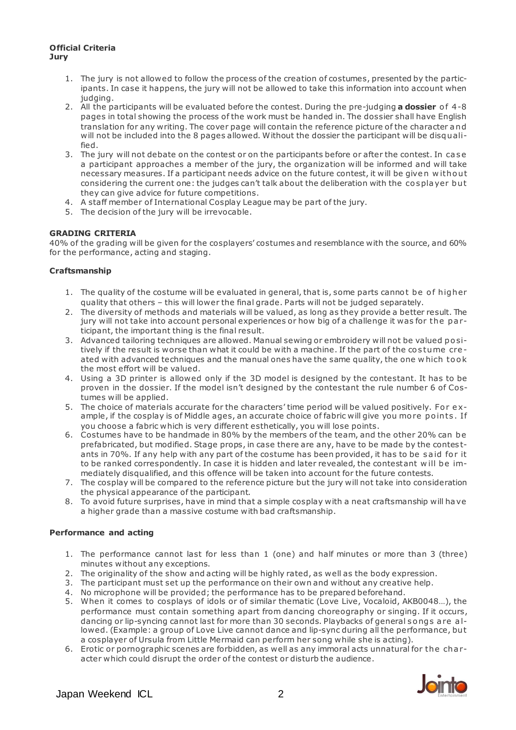**Official Criteria**
**Jury**

1. The jury is not allowed to follow the process of the creation of costumes, presented by the participants. In case it happens, the jury will not be allowed to take this information into account when judging.
2. All the participants will be evaluated before the contest. During the pre-judging **a dossier** of 4-8 pages in total showing the process of the work must be handed in. The dossier shall have English translation for any writing. The cover page will contain the reference picture of the character and will not be included into the 8 pages allowed. Without the dossier the participant will be disqualified.
3. The jury will not debate on the contest or on the participants before or after the contest. In case a participant approaches a member of the jury, the organization will be informed and will take necessary measures. If a participant needs advice on the future contest, it will be given without considering the current one: the judges can't talk about the deliberation with the cosplayer but they can give advice for future competitions.
4. A staff member of International Cosplay League may be part of the jury.
5. The decision of the jury will be irrevocable.

**GRADING CRITERIA**

40% of the grading will be given for the cosplayers' costumes and resemblance with the source, and 60% for the performance, acting and staging.

**Craftsmanship**

1. The quality of the costume will be evaluated in general, that is, some parts cannot be of higher quality that others – this will lower the final grade. Parts will not be judged separately.
2. The diversity of methods and materials will be valued, as long as they provide a better result. The jury will not take into account personal experiences or how big of a challenge it was for the participant, the important thing is the final result.
3. Advanced tailoring techniques are allowed. Manual sewing or embroidery will not be valued positively if the result is worse than what it could be with a machine. If the part of the costume created with advanced techniques and the manual ones have the same quality, the one which took the most effort will be valued.
4. Using a 3D printer is allowed only if the 3D model is designed by the contestant. It has to be proven in the dossier. If the model isn't designed by the contestant the rule number 6 of Costumes will be applied.
5. The choice of materials accurate for the characters' time period will be valued positively. For example, if the cosplay is of Middle ages, an accurate choice of fabric will give you more points. If you choose a fabric which is very different esthetically, you will lose points.
6. Costumes have to be handmade in 80% by the members of the team, and the other 20% can be prefabricated, but modified. Stage props, in case there are any, have to be made by the contestants in 70%. If any help with any part of the costume has been provided, it has to be said for it to be ranked correspondently. In case it is hidden and later revealed, the contestant will be immediately disqualified, and this offence will be taken into account for the future contests.
7. The cosplay will be compared to the reference picture but the jury will not take into consideration the physical appearance of the participant.
8. To avoid future surprises, have in mind that a simple cosplay with a neat craftsmanship will have a higher grade than a massive costume with bad craftsmanship.

**Performance and acting**

1. The performance cannot last for less than 1 (one) and half minutes or more than 3 (three) minutes without any exceptions.
2. The originality of the show and acting will be highly rated, as well as the body expression.
3. The participant must set up the performance on their own and without any creative help.
4. No microphone will be provided; the performance has to be prepared beforehand.
5. When it comes to cosplays of idols or of similar thematic (Love Live, Vocaloid, AKB0048…), the performance must contain something apart from dancing choreography or singing. If it occurs, dancing or lip-syncing cannot last for more than 30 seconds. Playbacks of general songs are allowed. (Example: a group of Love Live cannot dance and lip-sync during all the performance, but a cosplayer of Ursula from Little Mermaid can perform her song while she is acting).
6. Erotic or pornographic scenes are forbidden, as well as any immoral acts unnatural for the character which could disrupt the order of the contest or disturb the audience.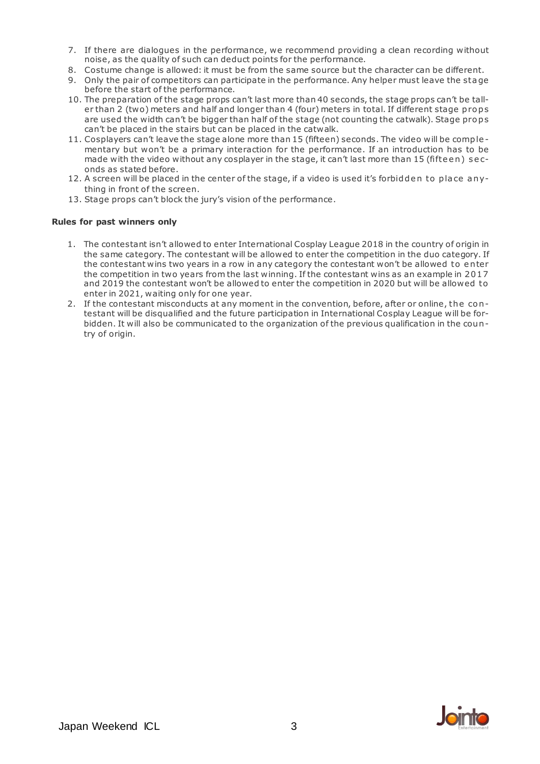7. If there are dialogues in the performance, we recommend providing a clean recording without noise, as the quality of such can deduct points for the performance.
8. Costume change is allowed: it must be from the same source but the character can be different.
9. Only the pair of competitors can participate in the performance. Any helper must leave the stage before the start of the performance.
10. The preparation of the stage props can't last more than 40 seconds, the stage props can't be taller than 2 (two) meters and half and longer than 4 (four) meters in total. If different stage props are used the width can't be bigger than half of the stage (not counting the catwalk). Stage props can't be placed in the stairs but can be placed in the catwalk.
11. Cosplayers can't leave the stage alone more than 15 (fifteen) seconds. The video will be complementary but won't be a primary interaction for the performance. If an introduction has to be made with the video without any cosplayer in the stage, it can't last more than 15 (fifteen) seconds as stated before.
12. A screen will be placed in the center of the stage, if a video is used it's forbidden to place anything in front of the screen.
13. Stage props can't block the jury's vision of the performance.

**Rules for past winners only**

1. The contestant isn't allowed to enter International Cosplay League 2018 in the country of origin in the same category. The contestant will be allowed to enter the competition in the duo category. If the contestant wins two years in a row in any category the contestant won't be allowed to enter the competition in two years from the last winning. If the contestant wins as an example in 2017 and 2019 the contestant won't be allowed to enter the competition in 2020 but will be allowed to enter in 2021, waiting only for one year.
2. If the contestant misconducts at any moment in the convention, before, after or online, the contestant will be disqualified and the future participation in International Cosplay League will be forbidden. It will also be communicated to the organization of the previous qualification in the country of origin.